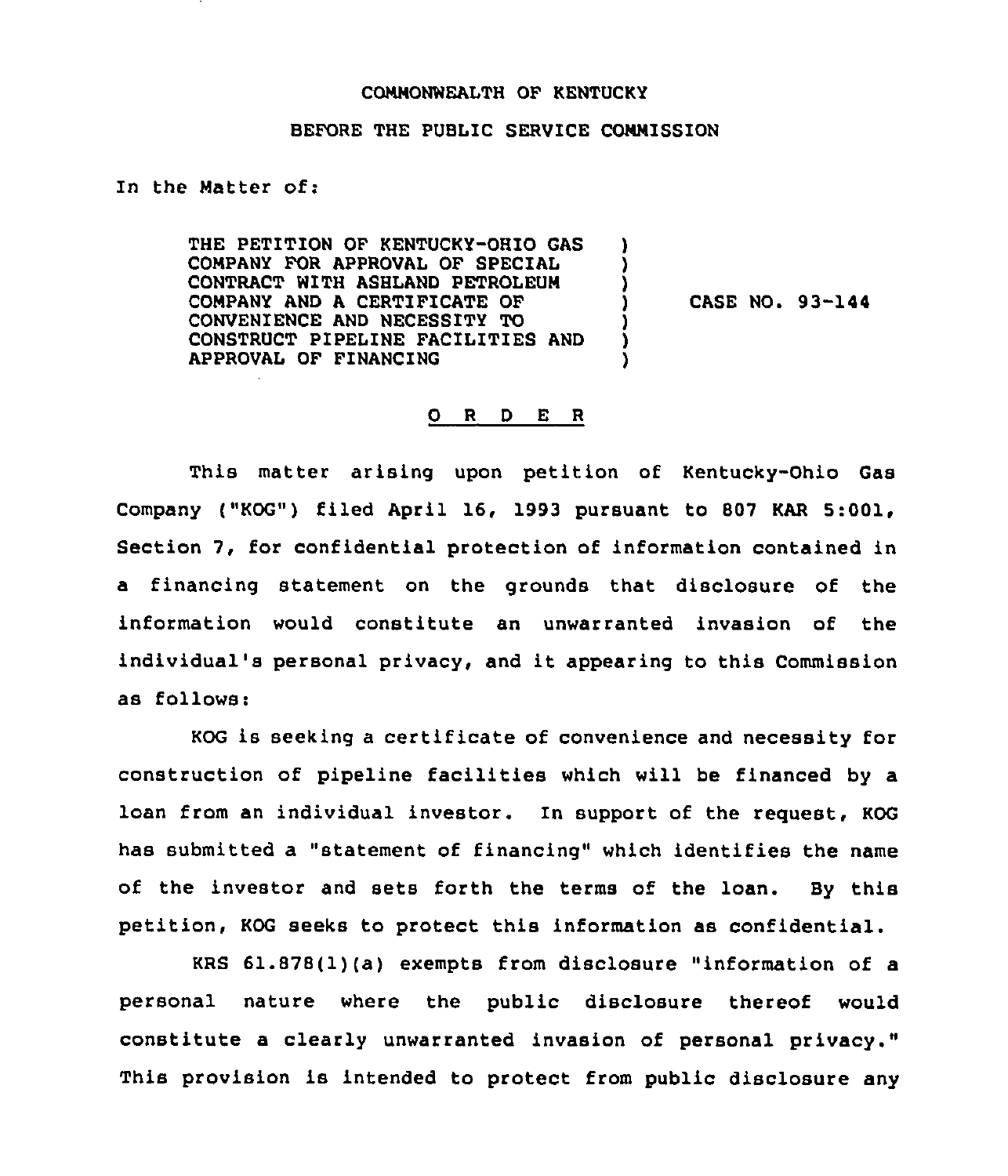COMMONWEALTH OF KENTUCKY

BEFORE THE PUBLIC SERVICE COMMISSION

In the Matter of:

| | | |
|---|---|---|
| THE PETITION OF KENTUCKY-OHIO GAS COMPANY FOR APPROVAL OF SPECIAL CONTRACT WITH ASHLAND PETROLEUM COMPANY AND A CERTIFICATE OF CONVENIENCE AND NECESSITY TO CONSTRUCT PIPELINE FACILITIES AND APPROVAL OF FINANCING | ) | CASE NO. 93-144 |

O R D E R

This matter arising upon petition of Kentucky-Ohio Gas Company ("KOG") filed April 16, 1993 pursuant to 807 KAR 5:001, Section 7, for confidential protection of information contained in a financing statement on the grounds that disclosure of the information would constitute an unwarranted invasion of the individual's personal privacy, and it appearing to this Commission as follows:

KOG is seeking a certificate of convenience and necessity for construction of pipeline facilities which will be financed by a loan from an individual investor. In support of the request, KOG has submitted a "statement of financing" which identifies the name of the investor and sets forth the terms of the loan. By this petition, KOG seeks to protect this information as confidential.

KRS 61.878(1)(a) exempts from disclosure "information of a personal nature where the public disclosure thereof would constitute a clearly unwarranted invasion of personal privacy." This provision is intended to protect from public disclosure any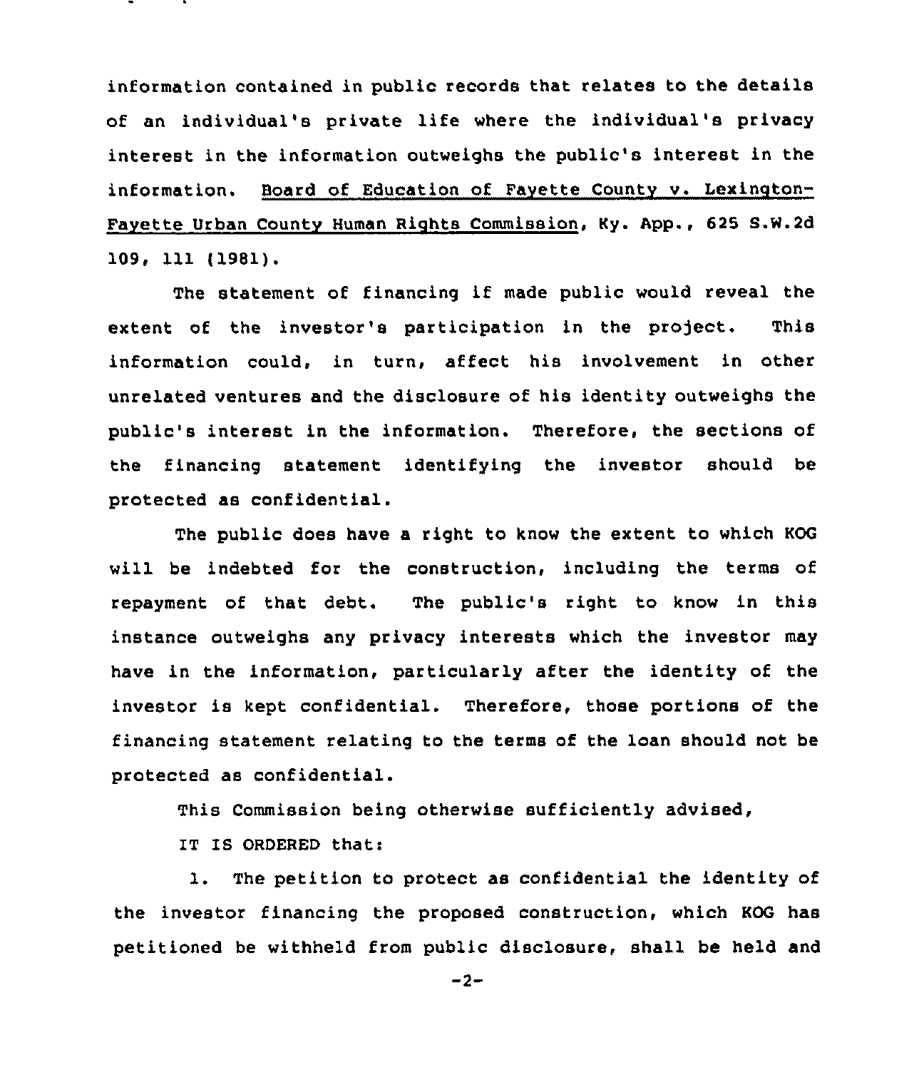information contained in public records that relates to the details of an individual's private life where the individual's privacy interest in the information outweighs the public's interest in the information. Board of Education of Fayette County v. Lexington-Fayette Urban County Human Rights Commission, Ky. App., 625 S.W.2d 109, 111 (1981).

The statement of financing if made public would reveal the extent of the investor's participation in the project. This information could, in turn, affect his involvement in other unrelated ventures and the disclosure of his identity outweighs the public's interest in the information. Therefore, the sections of the financing statement identifying the investor should be protected as confidential.

The public does have a right to know the extent to which KOG will be indebted for the construction, including the terms of repayment of that debt. The public's right to know in this instance outweighs any privacy interests which the investor may have in the information, particularly after the identity of the investor is kept confidential. Therefore, those portions of the financing statement relating to the terms of the loan should not be protected as confidential.

This Commission being otherwise sufficiently advised,

IT IS ORDERED that:

1. The petition to protect as confidential the identity of the investor financing the proposed construction, which KOG has petitioned be withheld from public disclosure, shall be held and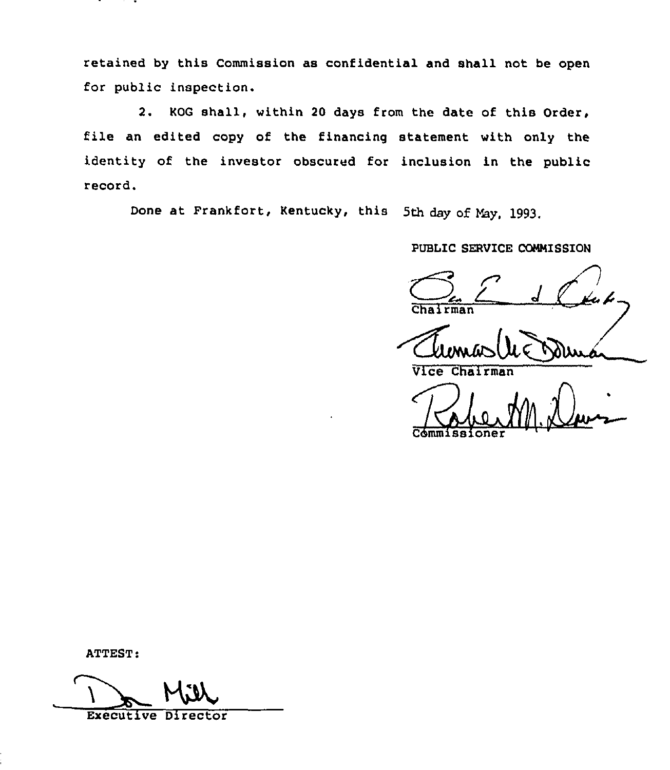retained by this Commission as confidential and shall not be open for public inspection.

2. KOG shall, within 20 days from the date of this Order, file an edited copy of the financing statement with only the identity of the investor obscured for inclusion in the public record.

Done at Frankfort, Kentucky, this 5th day of May, 1993.

PUBLIC SERVICE COMMISSION

Chairman

Vice Chairman

Commissioner

ATTEST:

Executive Director